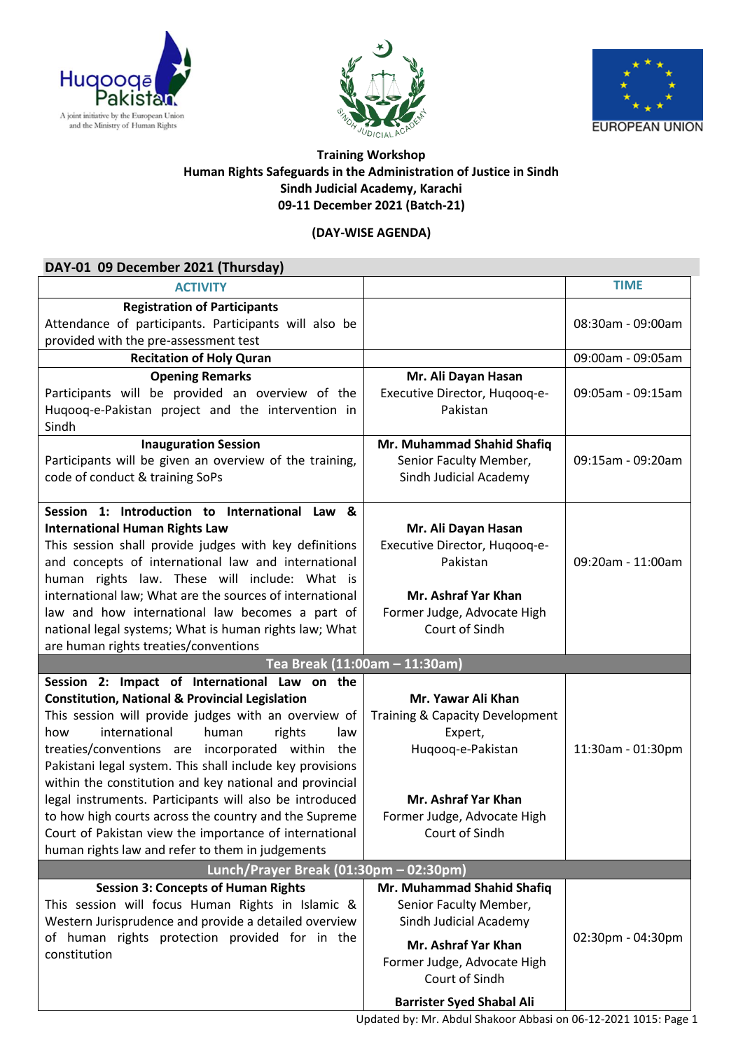**Training Workshop**
**Human Rights Safeguards in the Administration of Justice in Sindh**
**Sindh Judicial Academy, Karachi**
**09-11 December 2021 (Batch-21)**

**(DAY-WISE AGENDA)**

## DAY-01 09 December 2021 (Thursday)

| ACTIVITY | | TIME |
|---|---|---|
| **Registration of Participants** Attendance of participants. Participants will also be provided with the pre-assessment test | | 08:30am - 09:00am |
| **Recitation of Holy Quran** | | 09:00am - 09:05am |
| **Opening Remarks** Participants will be provided an overview of the Huqooq-e-Pakistan project and the intervention in Sindh | **Mr. Ali Dayan Hasan** Executive Director, Huqooq-e-Pakistan | 09:05am - 09:15am |
| **Inauguration Session** Participants will be given an overview of the training, code of conduct & training SoPs | **Mr. Muhammad Shahid Shafiq** Senior Faculty Member, Sindh Judicial Academy | 09:15am - 09:20am |
| **Session 1: Introduction to International Law & International Human Rights Law** This session shall provide judges with key definitions and concepts of international law and international human rights law. These will include: What is international law; What are the sources of international law and how international law becomes a part of national legal systems; What is human rights law; What are human rights treaties/conventions | **Mr. Ali Dayan Hasan** Executive Director, Huqooq-e-Pakistan **Mr. Ashraf Yar Khan** Former Judge, Advocate High Court of Sindh | 09:20am - 11:00am |
| **Tea Break (11:00am – 11:30am)** | | |
| **Session 2: Impact of International Law on the Constitution, National & Provincial Legislation** This session will provide judges with an overview of how international human rights law treaties/conventions are incorporated within the Pakistani legal system. This shall include key provisions within the constitution and key national and provincial legal instruments. Participants will also be introduced to how high courts across the country and the Supreme Court of Pakistan view the importance of international human rights law and refer to them in judgements | **Mr. Yawar Ali Khan** Training & Capacity Development Expert, Huqooq-e-Pakistan **Mr. Ashraf Yar Khan** Former Judge, Advocate High Court of Sindh | 11:30am - 01:30pm |
| **Lunch/Prayer Break (01:30pm – 02:30pm)** | | |
| **Session 3: Concepts of Human Rights** This session will focus Human Rights in Islamic & Western Jurisprudence and provide a detailed overview of human rights protection provided for in the constitution | **Mr. Muhammad Shahid Shafiq** Senior Faculty Member, Sindh Judicial Academy **Mr. Ashraf Yar Khan** Former Judge, Advocate High Court of Sindh **Barrister Syed Shabal Ali** | 02:30pm - 04:30pm |

Updated by: Mr. Abdul Shakoor Abbasi on 06-12-2021 1015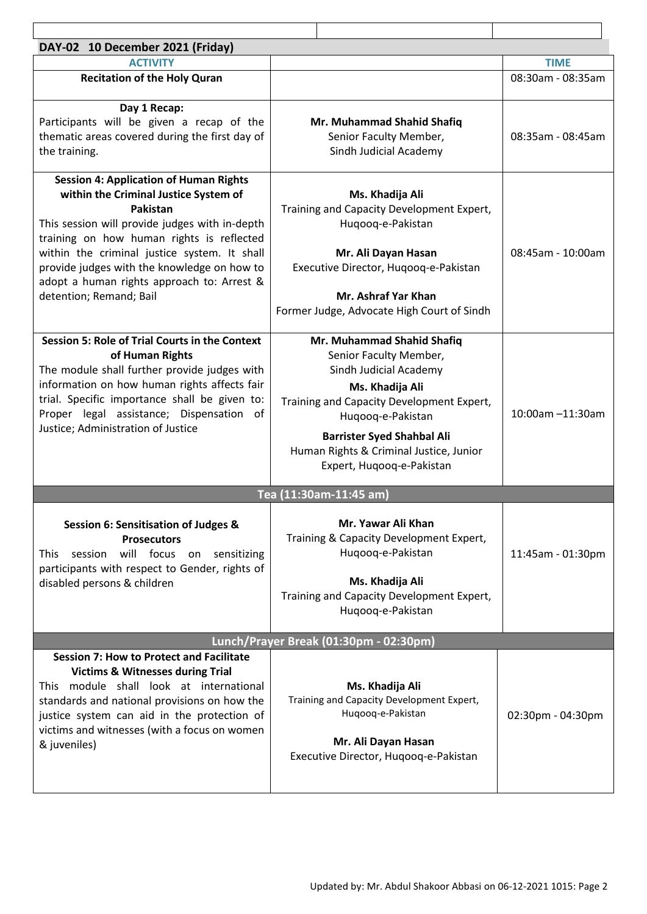## DAY-02 10 December 2021 (Friday)

| ACTIVITY | | TIME |
|---|---|---|
| **Recitation of the Holy Quran** | | 08:30am - 08:35am |
| **Day 1 Recap:** Participants will be given a recap of the thematic areas covered during the first day of the training. | **Mr. Muhammad Shahid Shafiq** Senior Faculty Member, Sindh Judicial Academy | 08:35am - 08:45am |
| **Session 4: Application of Human Rights within the Criminal Justice System of Pakistan** This session will provide judges with in-depth training on how human rights is reflected within the criminal justice system. It shall provide judges with the knowledge on how to adopt a human rights approach to: Arrest & detention; Remand; Bail | **Ms. Khadija Ali** Training and Capacity Development Expert, Huqooq-e-Pakistan <br> **Mr. Ali Dayan Hasan** Executive Director, Huqooq-e-Pakistan <br> **Mr. Ashraf Yar Khan** Former Judge, Advocate High Court of Sindh | 08:45am - 10:00am |
| **Session 5: Role of Trial Courts in the Context of Human Rights** The module shall further provide judges with information on how human rights affects fair trial. Specific importance shall be given to: Proper legal assistance; Dispensation of Justice; Administration of Justice | **Mr. Muhammad Shahid Shafiq** Senior Faculty Member, Sindh Judicial Academy <br> **Ms. Khadija Ali** Training and Capacity Development Expert, Huqooq-e-Pakistan <br> **Barrister Syed Shahbal Ali** Human Rights & Criminal Justice, Junior Expert, Huqooq-e-Pakistan | 10:00am –11:30am |
| **Tea (11:30am-11:45 am)** | | |
| **Session 6: Sensitisation of Judges & Prosecutors** This session will focus on sensitizing participants with respect to Gender, rights of disabled persons & children | **Mr. Yawar Ali Khan** Training & Capacity Development Expert, Huqooq-e-Pakistan <br> **Ms. Khadija Ali** Training and Capacity Development Expert, Huqooq-e-Pakistan | 11:45am - 01:30pm |
| **Lunch/Prayer Break (01:30pm - 02:30pm)** | | |
| **Session 7: How to Protect and Facilitate Victims & Witnesses during Trial** This module shall look at international standards and national provisions on how the justice system can aid in the protection of victims and witnesses (with a focus on women & juveniles) | **Ms. Khadija Ali** Training and Capacity Development Expert, Huqooq-e-Pakistan <br> **Mr. Ali Dayan Hasan** Executive Director, Huqooq-e-Pakistan | 02:30pm - 04:30pm |

Updated by: Mr. Abdul Shakoor Abbasi on 06-12-2021 1015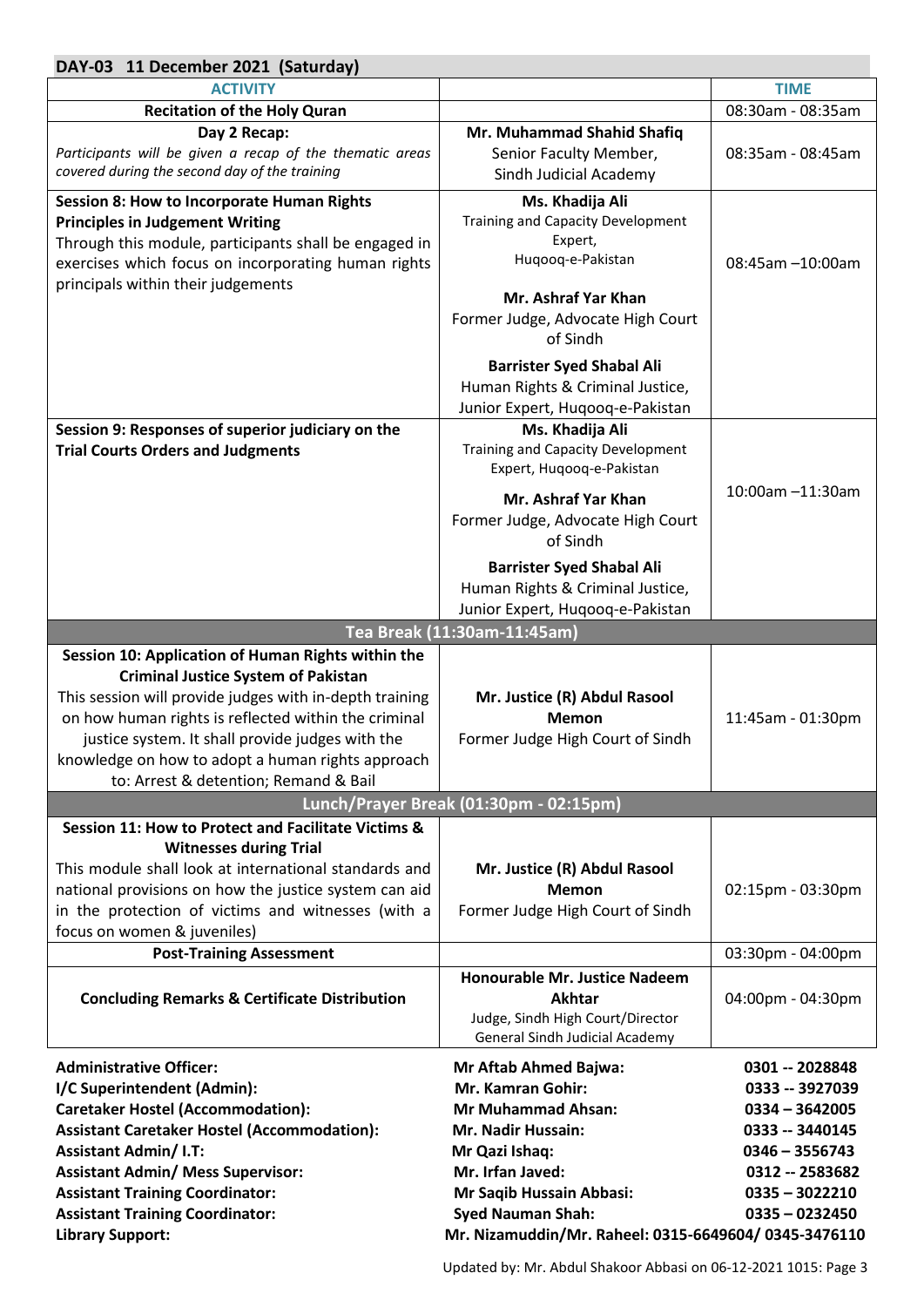## DAY-03 11 December 2021 (Saturday)

| ACTIVITY | | TIME |
|---|---|---|
| **Recitation of the Holy Quran** | | 08:30am - 08:35am |
| **Day 2 Recap:** *Participants will be given a recap of the thematic areas covered during the second day of the training* | **Mr. Muhammad Shahid Shafiq** Senior Faculty Member, Sindh Judicial Academy | 08:35am - 08:45am |
| **Session 8: How to Incorporate Human Rights Principles in Judgement Writing** Through this module, participants shall be engaged in exercises which focus on incorporating human rights principals within their judgements | **Ms. Khadija Ali** Training and Capacity Development Expert, Huqooq-e-Pakistan **Mr. Ashraf Yar Khan** Former Judge, Advocate High Court of Sindh **Barrister Syed Shabal Ali** Human Rights & Criminal Justice, Junior Expert, Huqooq-e-Pakistan | 08:45am –10:00am |
| **Session 9: Responses of superior judiciary on the Trial Courts Orders and Judgments** | **Ms. Khadija Ali** Training and Capacity Development Expert, Huqooq-e-Pakistan **Mr. Ashraf Yar Khan** Former Judge, Advocate High Court of Sindh **Barrister Syed Shabal Ali** Human Rights & Criminal Justice, Junior Expert, Huqooq-e-Pakistan | 10:00am –11:30am |
| **Tea Break (11:30am-11:45am)** | | |
| **Session 10: Application of Human Rights within the Criminal Justice System of Pakistan** This session will provide judges with in-depth training on how human rights is reflected within the criminal justice system. It shall provide judges with the knowledge on how to adopt a human rights approach to: Arrest & detention; Remand & Bail | **Mr. Justice (R) Abdul Rasool Memon** Former Judge High Court of Sindh | 11:45am - 01:30pm |
| **Lunch/Prayer Break (01:30pm - 02:15pm)** | | |
| **Session 11: How to Protect and Facilitate Victims & Witnesses during Trial** This module shall look at international standards and national provisions on how the justice system can aid in the protection of victims and witnesses (with a focus on women & juveniles) | **Mr. Justice (R) Abdul Rasool Memon** Former Judge High Court of Sindh | 02:15pm - 03:30pm |
| **Post-Training Assessment** | | 03:30pm - 04:00pm |
| **Concluding Remarks & Certificate Distribution** | **Honourable Mr. Justice Nadeem Akhtar** Judge, Sindh High Court/Director General Sindh Judicial Academy | 04:00pm - 04:30pm |

| | | |
|---|---|---|
| **Administrative Officer:** | **Mr Aftab Ahmed Bajwa:** | **0301 -- 2028848** |
| **I/C Superintendent (Admin):** | **Mr. Kamran Gohir:** | **0333 -- 3927039** |
| **Caretaker Hostel (Accommodation):** | **Mr Muhammad Ahsan:** | **0334 – 3642005** |
| **Assistant Caretaker Hostel (Accommodation):** | **Mr. Nadir Hussain:** | **0333 -- 3440145** |
| **Assistant Admin/ I.T:** | **Mr Qazi Ishaq:** | **0346 – 3556743** |
| **Assistant Admin/ Mess Supervisor:** | **Mr. Irfan Javed:** | **0312 -- 2583682** |
| **Assistant Training Coordinator:** | **Mr Saqib Hussain Abbasi:** | **0335 – 3022210** |
| **Assistant Training Coordinator:** | **Syed Nauman Shah:** | **0335 – 0232450** |
| **Library Support:** | **Mr. Nizamuddin/Mr. Raheel: 0315-6649604/ 0345-3476110** | |

Updated by: Mr. Abdul Shakoor Abbasi on 06-12-2021 1015: Page 3